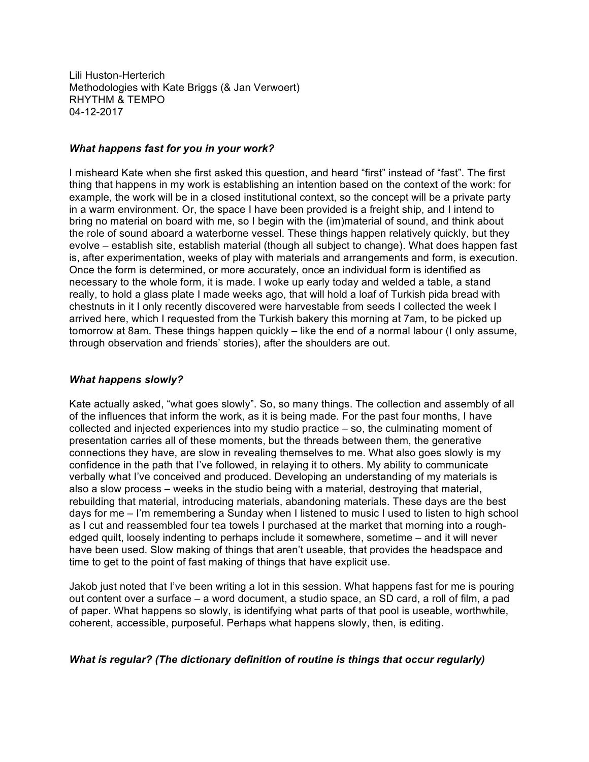Lili Huston-Herterich
Methodologies with Kate Briggs (& Jan Verwoert)
RHYTHM & TEMPO
04-12-2017

### *What happens fast for you in your work?*

I misheard Kate when she first asked this question, and heard "first" instead of "fast". The first thing that happens in my work is establishing an intention based on the context of the work: for example, the work will be in a closed institutional context, so the concept will be a private party in a warm environment. Or, the space I have been provided is a freight ship, and I intend to bring no material on board with me, so I begin with the (im)material of sound, and think about the role of sound aboard a waterborne vessel. These things happen relatively quickly, but they evolve – establish site, establish material (though all subject to change). What does happen fast is, after experimentation, weeks of play with materials and arrangements and form, is execution. Once the form is determined, or more accurately, once an individual form is identified as necessary to the whole form, it is made. I woke up early today and welded a table, a stand really, to hold a glass plate I made weeks ago, that will hold a loaf of Turkish pida bread with chestnuts in it I only recently discovered were harvestable from seeds I collected the week I arrived here, which I requested from the Turkish bakery this morning at 7am, to be picked up tomorrow at 8am. These things happen quickly – like the end of a normal labour (I only assume, through observation and friends' stories), after the shoulders are out.

### *What happens slowly?*

Kate actually asked, "what goes slowly". So, so many things. The collection and assembly of all of the influences that inform the work, as it is being made. For the past four months, I have collected and injected experiences into my studio practice – so, the culminating moment of presentation carries all of these moments, but the threads between them, the generative connections they have, are slow in revealing themselves to me. What also goes slowly is my confidence in the path that I've followed, in relaying it to others. My ability to communicate verbally what I've conceived and produced. Developing an understanding of my materials is also a slow process – weeks in the studio being with a material, destroying that material, rebuilding that material, introducing materials, abandoning materials. These days are the best days for me – I'm remembering a Sunday when I listened to music I used to listen to high school as I cut and reassembled four tea towels I purchased at the market that morning into a rough-edged quilt, loosely indenting to perhaps include it somewhere, sometime – and it will never have been used. Slow making of things that aren't useable, that provides the headspace and time to get to the point of fast making of things that have explicit use.

Jakob just noted that I've been writing a lot in this session. What happens fast for me is pouring out content over a surface – a word document, a studio space, an SD card, a roll of film, a pad of paper. What happens so slowly, is identifying what parts of that pool is useable, worthwhile, coherent, accessible, purposeful. Perhaps what happens slowly, then, is editing.

### *What is regular? (The dictionary definition of routine is things that occur regularly)*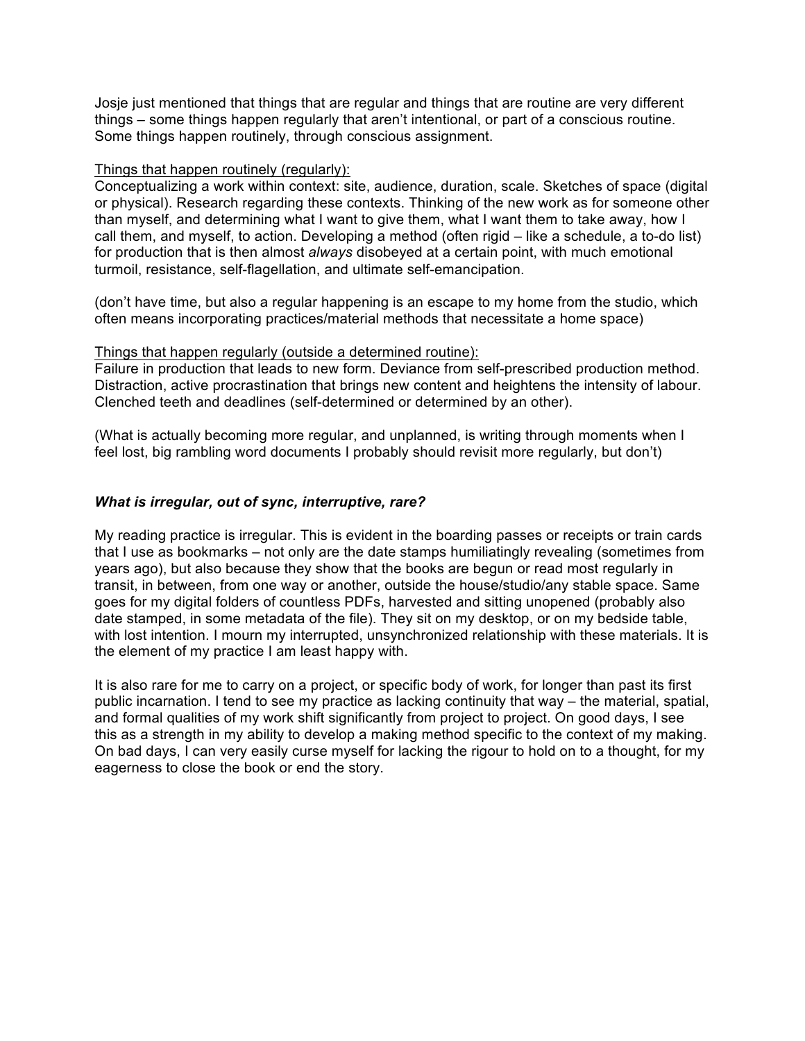Josje just mentioned that things that are regular and things that are routine are very different things – some things happen regularly that aren't intentional, or part of a conscious routine. Some things happen routinely, through conscious assignment.

<u>Things that happen routinely (regularly):</u>
Conceptualizing a work within context: site, audience, duration, scale. Sketches of space (digital or physical). Research regarding these contexts. Thinking of the new work as for someone other than myself, and determining what I want to give them, what I want them to take away, how I call them, and myself, to action. Developing a method (often rigid – like a schedule, a to-do list) for production that is then almost *always* disobeyed at a certain point, with much emotional turmoil, resistance, self-flagellation, and ultimate self-emancipation.

(don't have time, but also a regular happening is an escape to my home from the studio, which often means incorporating practices/material methods that necessitate a home space)

<u>Things that happen regularly (outside a determined routine):</u>
Failure in production that leads to new form. Deviance from self-prescribed production method. Distraction, active procrastination that brings new content and heightens the intensity of labour. Clenched teeth and deadlines (self-determined or determined by an other).

(What is actually becoming more regular, and unplanned, is writing through moments when I feel lost, big rambling word documents I probably should revisit more regularly, but don't)

***What is irregular, out of sync, interruptive, rare?***

My reading practice is irregular. This is evident in the boarding passes or receipts or train cards that I use as bookmarks – not only are the date stamps humiliatingly revealing (sometimes from years ago), but also because they show that the books are begun or read most regularly in transit, in between, from one way or another, outside the house/studio/any stable space. Same goes for my digital folders of countless PDFs, harvested and sitting unopened (probably also date stamped, in some metadata of the file). They sit on my desktop, or on my bedside table, with lost intention. I mourn my interrupted, unsynchronized relationship with these materials. It is the element of my practice I am least happy with.

It is also rare for me to carry on a project, or specific body of work, for longer than past its first public incarnation. I tend to see my practice as lacking continuity that way – the material, spatial, and formal qualities of my work shift significantly from project to project. On good days, I see this as a strength in my ability to develop a making method specific to the context of my making. On bad days, I can very easily curse myself for lacking the rigour to hold on to a thought, for my eagerness to close the book or end the story.